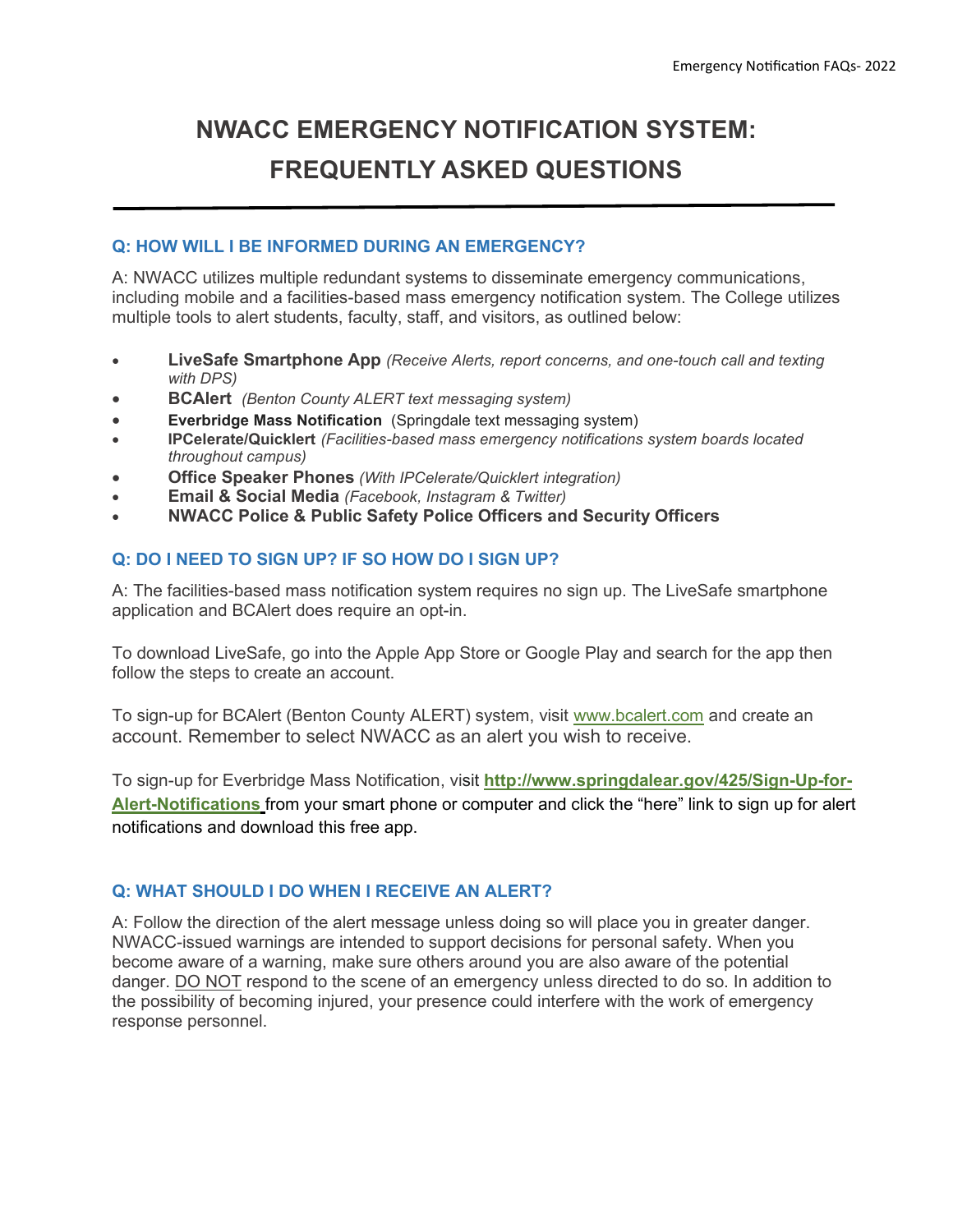# NWACC EMERGENCY NOTIFICATION SYSTEM: FREQUENTLY ASKED QUESTIONS

## Q: HOW WILL I BE INFORMED DURING AN EMERGENCY?

A: NWACC utilizes multiple redundant systems to disseminate emergency communications, including mobile and a facilities-based mass emergency notification system. The College utilizes multiple tools to alert students, faculty, staff, and visitors, as outlined below:

- **LiveSafe Smartphone App** *(Receive Alerts, report concerns, and one-touch call and texting with DPS)*
- **BCAlert** *(Benton County ALERT text messaging system)*
- **Everbridge Mass Notification** (Springdale text messaging system)
- **IPCelerate/Quicklert** *(Facilities-based mass emergency notifications system boards located throughout campus)*
- **Office Speaker Phones** *(With IPCelerate/Quicklert integration)*
- **Email & Social Media** *(Facebook, Instagram & Twitter)*
- **NWACC Police & Public Safety Police Officers and Security Officers**

## Q: DO I NEED TO SIGN UP? IF SO HOW DO I SIGN UP?

A: The facilities-based mass notification system requires no sign up. The LiveSafe smartphone application and BCAlert does require an opt-in.

To download LiveSafe, go into the Apple App Store or Google Play and search for the app then follow the steps to create an account.

To sign-up for BCAlert (Benton County ALERT) system, visit www.bcalert.com and create an account. Remember to select NWACC as an alert you wish to receive.

To sign-up for Everbridge Mass Notification, visit **http://www.springdalear.gov/425/Sign-Up-for-Alert-Notifications** from your smart phone or computer and click the "here" link to sign up for alert notifications and download this free app.

## Q: WHAT SHOULD I DO WHEN I RECEIVE AN ALERT?

A: Follow the direction of the alert message unless doing so will place you in greater danger. NWACC-issued warnings are intended to support decisions for personal safety. When you become aware of a warning, make sure others around you are also aware of the potential danger. DO NOT respond to the scene of an emergency unless directed to do so. In addition to the possibility of becoming injured, your presence could interfere with the work of emergency response personnel.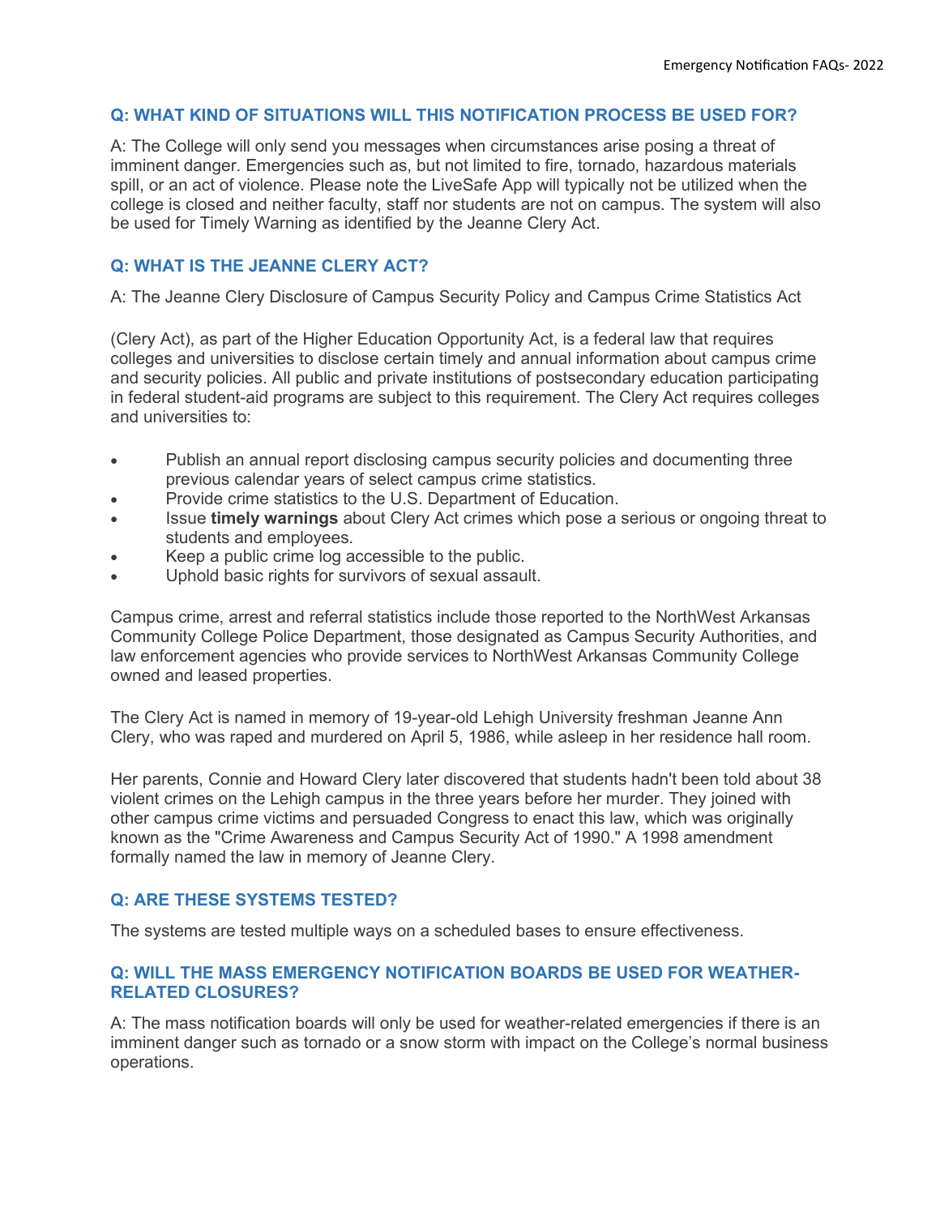### Q: WHAT KIND OF SITUATIONS WILL THIS NOTIFICATION PROCESS BE USED FOR?

A: The College will only send you messages when circumstances arise posing a threat of imminent danger. Emergencies such as, but not limited to fire, tornado, hazardous materials spill, or an act of violence. Please note the LiveSafe App will typically not be utilized when the college is closed and neither faculty, staff nor students are not on campus. The system will also be used for Timely Warning as identified by the Jeanne Clery Act.

### Q: WHAT IS THE JEANNE CLERY ACT?

A: The Jeanne Clery Disclosure of Campus Security Policy and Campus Crime Statistics Act

(Clery Act), as part of the Higher Education Opportunity Act, is a federal law that requires colleges and universities to disclose certain timely and annual information about campus crime and security policies. All public and private institutions of postsecondary education participating in federal student-aid programs are subject to this requirement. The Clery Act requires colleges and universities to:

- Publish an annual report disclosing campus security policies and documenting three previous calendar years of select campus crime statistics.
- Provide crime statistics to the U.S. Department of Education.
- Issue **timely warnings** about Clery Act crimes which pose a serious or ongoing threat to students and employees.
- Keep a public crime log accessible to the public.
- Uphold basic rights for survivors of sexual assault.

Campus crime, arrest and referral statistics include those reported to the NorthWest Arkansas Community College Police Department, those designated as Campus Security Authorities, and law enforcement agencies who provide services to NorthWest Arkansas Community College owned and leased properties.

The Clery Act is named in memory of 19-year-old Lehigh University freshman Jeanne Ann Clery, who was raped and murdered on April 5, 1986, while asleep in her residence hall room.

Her parents, Connie and Howard Clery later discovered that students hadn't been told about 38 violent crimes on the Lehigh campus in the three years before her murder. They joined with other campus crime victims and persuaded Congress to enact this law, which was originally known as the "Crime Awareness and Campus Security Act of 1990." A 1998 amendment formally named the law in memory of Jeanne Clery.

### Q: ARE THESE SYSTEMS TESTED?

The systems are tested multiple ways on a scheduled bases to ensure effectiveness.

### Q: WILL THE MASS EMERGENCY NOTIFICATION BOARDS BE USED FOR WEATHER-RELATED CLOSURES?

A: The mass notification boards will only be used for weather-related emergencies if there is an imminent danger such as tornado or a snow storm with impact on the College's normal business operations.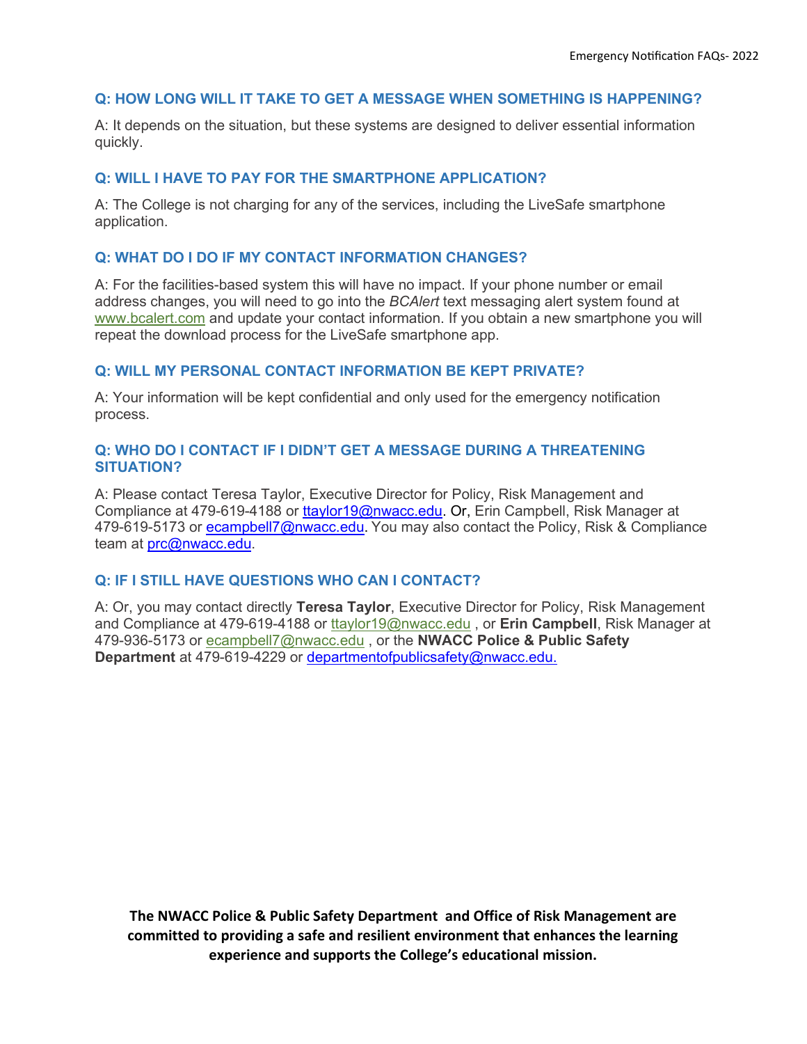### Q: HOW LONG WILL IT TAKE TO GET A MESSAGE WHEN SOMETHING IS HAPPENING?

A: It depends on the situation, but these systems are designed to deliver essential information quickly.

### Q: WILL I HAVE TO PAY FOR THE SMARTPHONE APPLICATION?

A: The College is not charging for any of the services, including the LiveSafe smartphone application.

### Q: WHAT DO I DO IF MY CONTACT INFORMATION CHANGES?

A: For the facilities-based system this will have no impact. If your phone number or email address changes, you will need to go into the *BCAlert* text messaging alert system found at www.bcalert.com and update your contact information. If you obtain a new smartphone you will repeat the download process for the LiveSafe smartphone app.

### Q: WILL MY PERSONAL CONTACT INFORMATION BE KEPT PRIVATE?

A: Your information will be kept confidential and only used for the emergency notification process.

### Q: WHO DO I CONTACT IF I DIDN'T GET A MESSAGE DURING A THREATENING SITUATION?

A: Please contact Teresa Taylor, Executive Director for Policy, Risk Management and Compliance at 479-619-4188 or ttaylor19@nwacc.edu. Or, Erin Campbell, Risk Manager at 479-619-5173 or ecampbell7@nwacc.edu. You may also contact the Policy, Risk & Compliance team at prc@nwacc.edu.

### Q: IF I STILL HAVE QUESTIONS WHO CAN I CONTACT?

A: Or, you may contact directly **Teresa Taylor**, Executive Director for Policy, Risk Management and Compliance at 479-619-4188 or ttaylor19@nwacc.edu , or **Erin Campbell**, Risk Manager at 479-936-5173 or ecampbell7@nwacc.edu , or the **NWACC Police & Public Safety Department** at 479-619-4229 or departmentofpublicsafety@nwacc.edu.

**The NWACC Police & Public Safety Department and Office of Risk Management are committed to providing a safe and resilient environment that enhances the learning experience and supports the College's educational mission.**